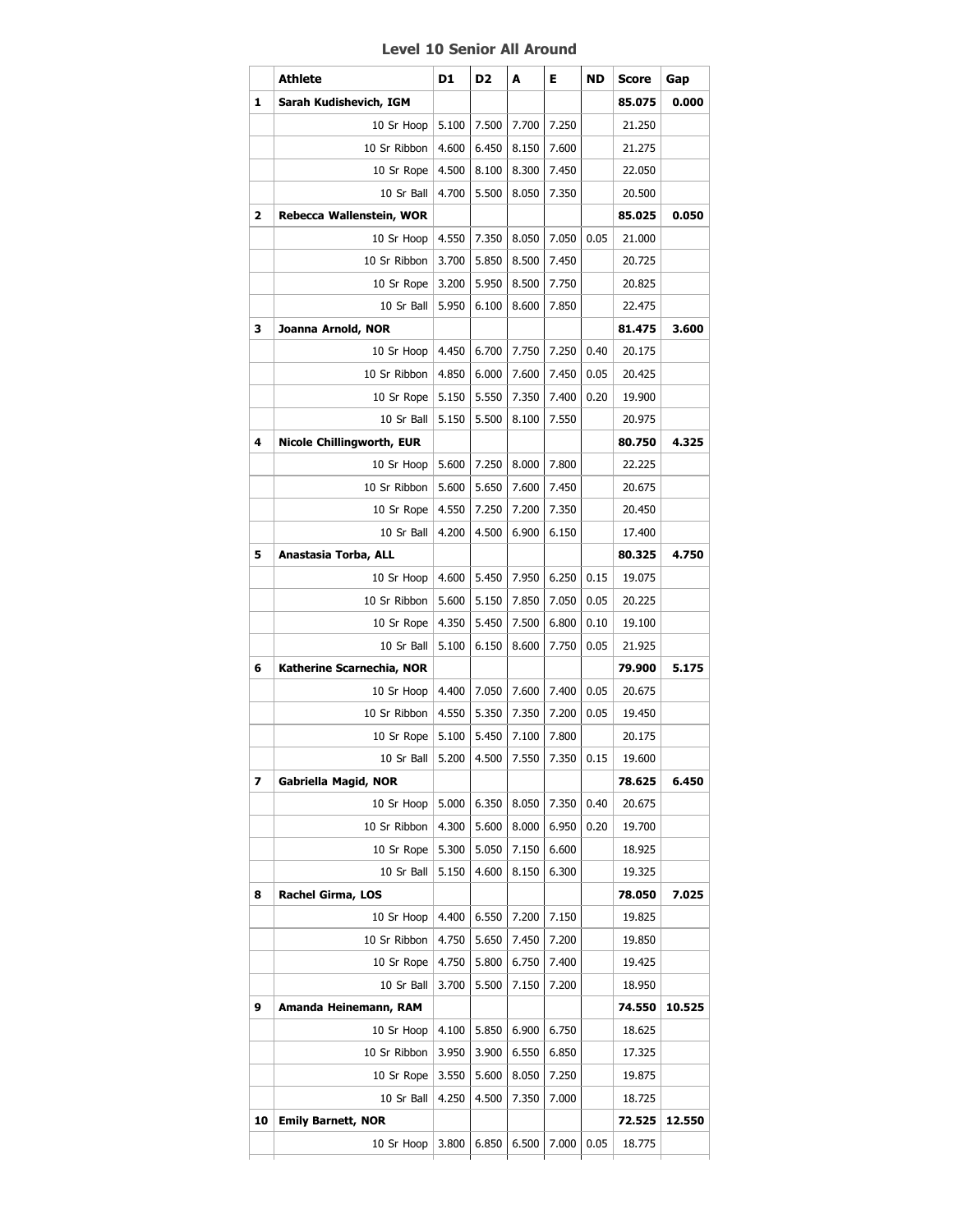# Level 10 Senior All Around

| | Athlete | D1 | D2 | A | E | ND | Score | Gap |
|---|---|---|---|---|---|---|---|---|
| 1 | **Sarah Kudishevich, IGM** | | | | | | **85.075** | **0.000** |
| | 10 Sr Hoop | 5.100 | 7.500 | 7.700 | 7.250 | | 21.250 | |
| | 10 Sr Ribbon | 4.600 | 6.450 | 8.150 | 7.600 | | 21.275 | |
| | 10 Sr Rope | 4.500 | 8.100 | 8.300 | 7.450 | | 22.050 | |
| | 10 Sr Ball | 4.700 | 5.500 | 8.050 | 7.350 | | 20.500 | |
| 2 | **Rebecca Wallenstein, WOR** | | | | | | **85.025** | **0.050** |
| | 10 Sr Hoop | 4.550 | 7.350 | 8.050 | 7.050 | 0.05 | 21.000 | |
| | 10 Sr Ribbon | 3.700 | 5.850 | 8.500 | 7.450 | | 20.725 | |
| | 10 Sr Rope | 3.200 | 5.950 | 8.500 | 7.750 | | 20.825 | |
| | 10 Sr Ball | 5.950 | 6.100 | 8.600 | 7.850 | | 22.475 | |
| 3 | **Joanna Arnold, NOR** | | | | | | **81.475** | **3.600** |
| | 10 Sr Hoop | 4.450 | 6.700 | 7.750 | 7.250 | 0.40 | 20.175 | |
| | 10 Sr Ribbon | 4.850 | 6.000 | 7.600 | 7.450 | 0.05 | 20.425 | |
| | 10 Sr Rope | 5.150 | 5.550 | 7.350 | 7.400 | 0.20 | 19.900 | |
| | 10 Sr Ball | 5.150 | 5.500 | 8.100 | 7.550 | | 20.975 | |
| 4 | **Nicole Chillingworth, EUR** | | | | | | **80.750** | **4.325** |
| | 10 Sr Hoop | 5.600 | 7.250 | 8.000 | 7.800 | | 22.225 | |
| | 10 Sr Ribbon | 5.600 | 5.650 | 7.600 | 7.450 | | 20.675 | |
| | 10 Sr Rope | 4.550 | 7.250 | 7.200 | 7.350 | | 20.450 | |
| | 10 Sr Ball | 4.200 | 4.500 | 6.900 | 6.150 | | 17.400 | |
| 5 | **Anastasia Torba, ALL** | | | | | | **80.325** | **4.750** |
| | 10 Sr Hoop | 4.600 | 5.450 | 7.950 | 6.250 | 0.15 | 19.075 | |
| | 10 Sr Ribbon | 5.600 | 5.150 | 7.850 | 7.050 | 0.05 | 20.225 | |
| | 10 Sr Rope | 4.350 | 5.450 | 7.500 | 6.800 | 0.10 | 19.100 | |
| | 10 Sr Ball | 5.100 | 6.150 | 8.600 | 7.750 | 0.05 | 21.925 | |
| 6 | **Katherine Scarnechia, NOR** | | | | | | **79.900** | **5.175** |
| | 10 Sr Hoop | 4.400 | 7.050 | 7.600 | 7.400 | 0.05 | 20.675 | |
| | 10 Sr Ribbon | 4.550 | 5.350 | 7.350 | 7.200 | 0.05 | 19.450 | |
| | 10 Sr Rope | 5.100 | 5.450 | 7.100 | 7.800 | | 20.175 | |
| | 10 Sr Ball | 5.200 | 4.500 | 7.550 | 7.350 | 0.15 | 19.600 | |
| 7 | **Gabriella Magid, NOR** | | | | | | **78.625** | **6.450** |
| | 10 Sr Hoop | 5.000 | 6.350 | 8.050 | 7.350 | 0.40 | 20.675 | |
| | 10 Sr Ribbon | 4.300 | 5.600 | 8.000 | 6.950 | 0.20 | 19.700 | |
| | 10 Sr Rope | 5.300 | 5.050 | 7.150 | 6.600 | | 18.925 | |
| | 10 Sr Ball | 5.150 | 4.600 | 8.150 | 6.300 | | 19.325 | |
| 8 | **Rachel Girma, LOS** | | | | | | **78.050** | **7.025** |
| | 10 Sr Hoop | 4.400 | 6.550 | 7.200 | 7.150 | | 19.825 | |
| | 10 Sr Ribbon | 4.750 | 5.650 | 7.450 | 7.200 | | 19.850 | |
| | 10 Sr Rope | 4.750 | 5.800 | 6.750 | 7.400 | | 19.425 | |
| | 10 Sr Ball | 3.700 | 5.500 | 7.150 | 7.200 | | 18.950 | |
| 9 | **Amanda Heinemann, RAM** | | | | | | **74.550** | **10.525** |
| | 10 Sr Hoop | 4.100 | 5.850 | 6.900 | 6.750 | | 18.625 | |
| | 10 Sr Ribbon | 3.950 | 3.900 | 6.550 | 6.850 | | 17.325 | |
| | 10 Sr Rope | 3.550 | 5.600 | 8.050 | 7.250 | | 19.875 | |
| | 10 Sr Ball | 4.250 | 4.500 | 7.350 | 7.000 | | 18.725 | |
| 10 | **Emily Barnett, NOR** | | | | | | **72.525** | **12.550** |
| | 10 Sr Hoop | 3.800 | 6.850 | 6.500 | 7.000 | 0.05 | 18.775 | |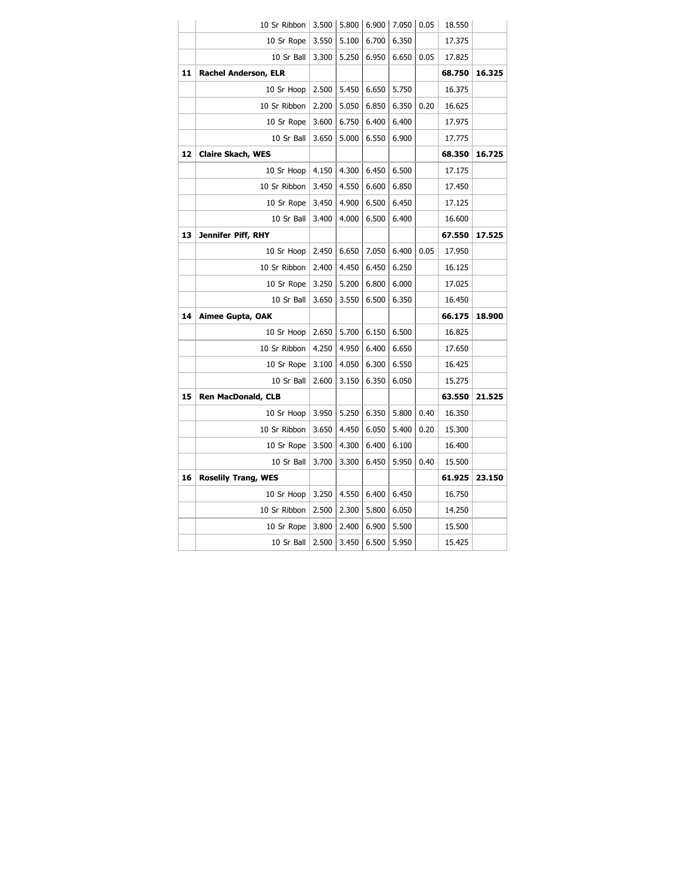| | | | | | | | | |
|---|---|---|---|---|---|---|---|---|
| | 10 Sr Ribbon | 3.500 | 5.800 | 6.900 | 7.050 | 0.05 | 18.550 | |
| | 10 Sr Rope | 3.550 | 5.100 | 6.700 | 6.350 | | 17.375 | |
| | 10 Sr Ball | 3.300 | 5.250 | 6.950 | 6.650 | 0.05 | 17.825 | |
| **11** | **Rachel Anderson, ELR** | | | | | | **68.750** | **16.325** |
| | 10 Sr Hoop | 2.500 | 5.450 | 6.650 | 5.750 | | 16.375 | |
| | 10 Sr Ribbon | 2.200 | 5.050 | 6.850 | 6.350 | 0.20 | 16.625 | |
| | 10 Sr Rope | 3.600 | 6.750 | 6.400 | 6.400 | | 17.975 | |
| | 10 Sr Ball | 3.650 | 5.000 | 6.550 | 6.900 | | 17.775 | |
| **12** | **Claire Skach, WES** | | | | | | **68.350** | **16.725** |
| | 10 Sr Hoop | 4.150 | 4.300 | 6.450 | 6.500 | | 17.175 | |
| | 10 Sr Ribbon | 3.450 | 4.550 | 6.600 | 6.850 | | 17.450 | |
| | 10 Sr Rope | 3.450 | 4.900 | 6.500 | 6.450 | | 17.125 | |
| | 10 Sr Ball | 3.400 | 4.000 | 6.500 | 6.400 | | 16.600 | |
| **13** | **Jennifer Piff, RHY** | | | | | | **67.550** | **17.525** |
| | 10 Sr Hoop | 2.450 | 6.650 | 7.050 | 6.400 | 0.05 | 17.950 | |
| | 10 Sr Ribbon | 2.400 | 4.450 | 6.450 | 6.250 | | 16.125 | |
| | 10 Sr Rope | 3.250 | 5.200 | 6.800 | 6.000 | | 17.025 | |
| | 10 Sr Ball | 3.650 | 3.550 | 6.500 | 6.350 | | 16.450 | |
| **14** | **Aimee Gupta, OAK** | | | | | | **66.175** | **18.900** |
| | 10 Sr Hoop | 2.650 | 5.700 | 6.150 | 6.500 | | 16.825 | |
| | 10 Sr Ribbon | 4.250 | 4.950 | 6.400 | 6.650 | | 17.650 | |
| | 10 Sr Rope | 3.100 | 4.050 | 6.300 | 6.550 | | 16.425 | |
| | 10 Sr Ball | 2.600 | 3.150 | 6.350 | 6.050 | | 15.275 | |
| **15** | **Ren MacDonald, CLB** | | | | | | **63.550** | **21.525** |
| | 10 Sr Hoop | 3.950 | 5.250 | 6.350 | 5.800 | 0.40 | 16.350 | |
| | 10 Sr Ribbon | 3.650 | 4.450 | 6.050 | 5.400 | 0.20 | 15.300 | |
| | 10 Sr Rope | 3.500 | 4.300 | 6.400 | 6.100 | | 16.400 | |
| | 10 Sr Ball | 3.700 | 3.300 | 6.450 | 5.950 | 0.40 | 15.500 | |
| **16** | **Roselily Trang, WES** | | | | | | **61.925** | **23.150** |
| | 10 Sr Hoop | 3.250 | 4.550 | 6.400 | 6.450 | | 16.750 | |
| | 10 Sr Ribbon | 2.500 | 2.300 | 5.800 | 6.050 | | 14.250 | |
| | 10 Sr Rope | 3.800 | 2.400 | 6.900 | 5.500 | | 15.500 | |
| | 10 Sr Ball | 2.500 | 3.450 | 6.500 | 5.950 | | 15.425 | |